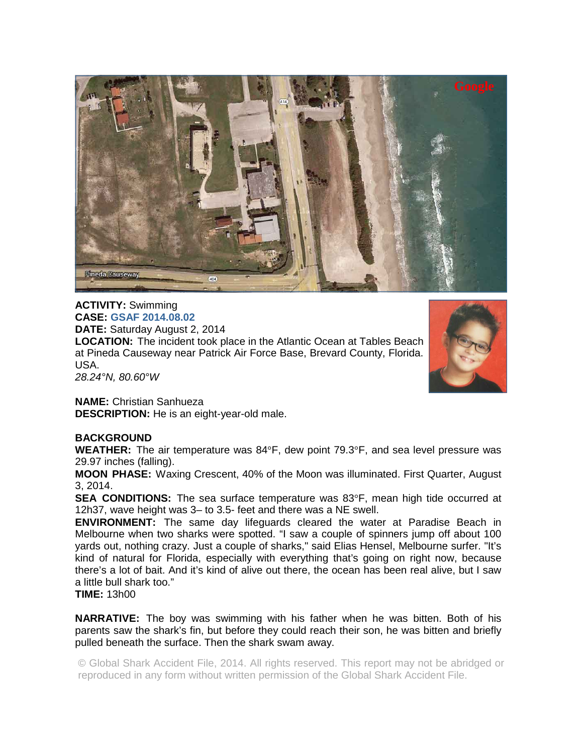**ACTIVITY:** Swimming
**CASE:** **GSAF 2014.08.02**
**DATE:** Saturday August 2, 2014
**LOCATION:** The incident took place in the Atlantic Ocean at Tables Beach at Pineda Causeway near Patrick Air Force Base, Brevard County, Florida. USA.
*28.24°N, 80.60°W*

**NAME:** Christian Sanhueza
**DESCRIPTION:** He is an eight-year-old male.

**BACKGROUND**
**WEATHER:** The air temperature was 84°F, dew point 79.3°F, and sea level pressure was 29.97 inches (falling).
**MOON PHASE:** Waxing Crescent, 40% of the Moon was illuminated. First Quarter, August 3, 2014.
**SEA CONDITIONS:** The sea surface temperature was 83°F, mean high tide occurred at 12h37, wave height was 3– to 3.5- feet and there was a NE swell.
**ENVIRONMENT:** The same day lifeguards cleared the water at Paradise Beach in Melbourne when two sharks were spotted. "I saw a couple of spinners jump off about 100 yards out, nothing crazy. Just a couple of sharks," said Elias Hensel, Melbourne surfer. "It's kind of natural for Florida, especially with everything that's going on right now, because there's a lot of bait. And it's kind of alive out there, the ocean has been real alive, but I saw a little bull shark too."
**TIME:** 13h00

**NARRATIVE:** The boy was swimming with his father when he was bitten. Both of his parents saw the shark's fin, but before they could reach their son, he was bitten and briefly pulled beneath the surface. Then the shark swam away.

© Global Shark Accident File, 2014. All rights reserved. This report may not be abridged or reproduced in any form without written permission of the Global Shark Accident File.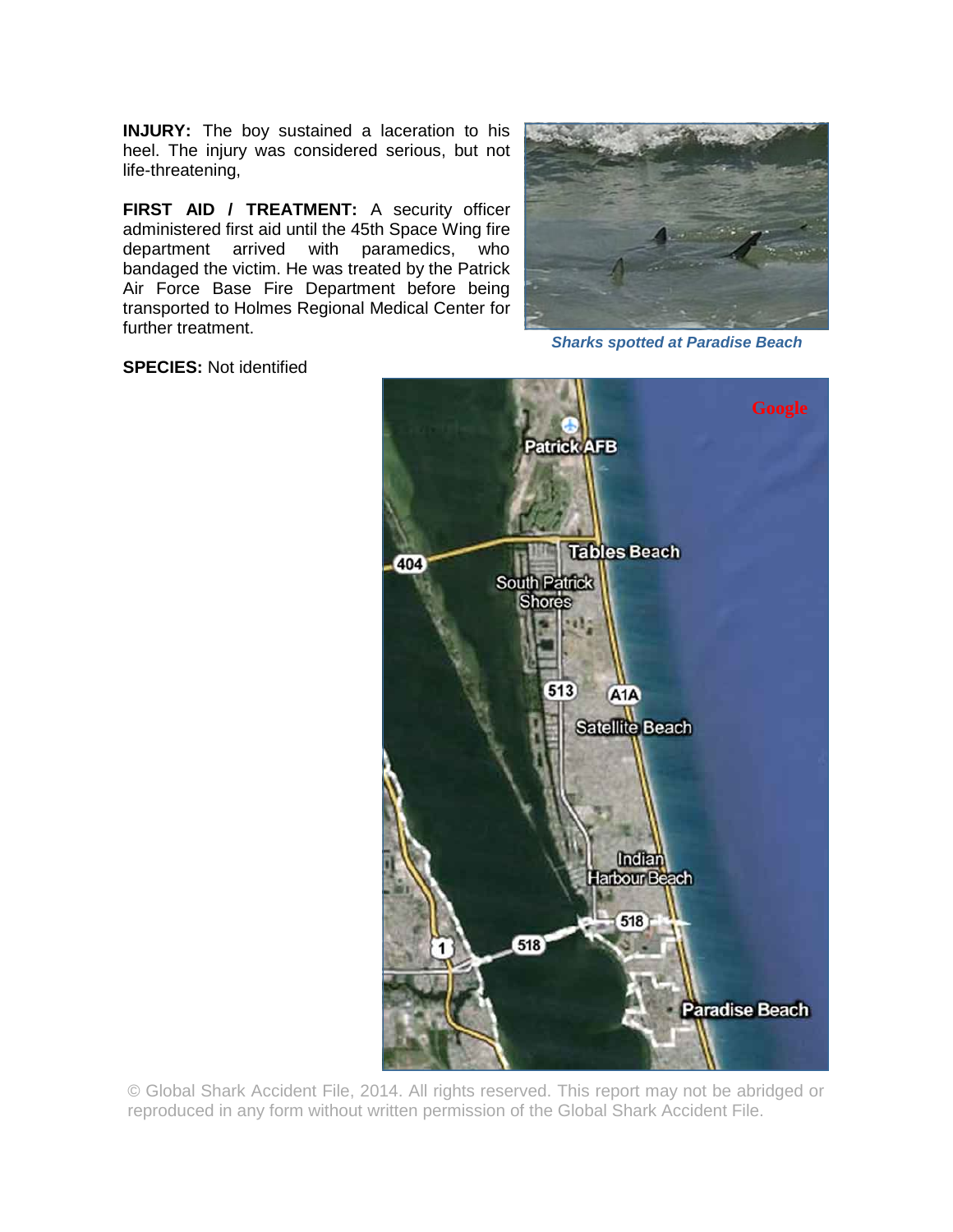**INJURY:** The boy sustained a laceration to his heel. The injury was considered serious, but not life-threatening,

**FIRST AID / TREATMENT:** A security officer administered first aid until the 45th Space Wing fire department arrived with paramedics, who bandaged the victim. He was treated by the Patrick Air Force Base Fire Department before being transported to Holmes Regional Medical Center for further treatment.

***Sharks spotted at Paradise Beach***

**SPECIES:** Not identified

© Global Shark Accident File, 2014. All rights reserved. This report may not be abridged or reproduced in any form without written permission of the Global Shark Accident File.